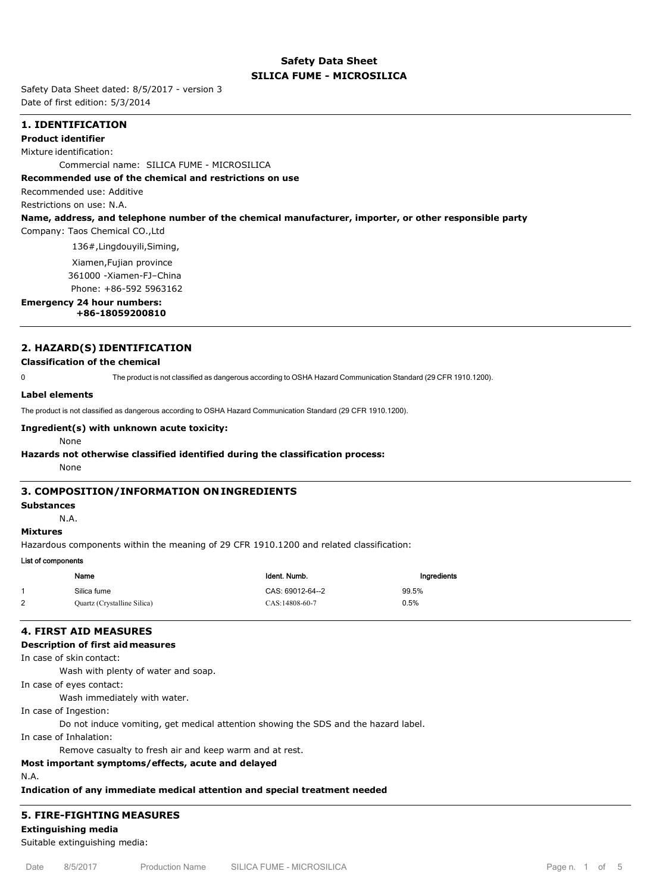# Safety Data Sheet

## SILICA FUME - MICROSILICA

Safety Data Sheet dated: 8/5/2017 - version 3
Date of first edition: 5/3/2014

## 1. IDENTIFICATION

**Product identifier**

Mixture identification:

Commercial name: SILICA FUME - MICROSILICA

**Recommended use of the chemical and restrictions on use**

Recommended use: Additive

Restrictions on use: N.A.

**Name, address, and telephone number of the chemical manufacturer, importer, or other responsible party**

Company: Taos Chemical CO.,Ltd

136#,Lingdouyili,Siming,

Xiamen,Fujian province

361000 -Xiamen-FJ–China

Phone: +86-592 5963162

**Emergency 24 hour numbers:**
**+86-18059200810**

## 2. HAZARD(S) IDENTIFICATION

**Classification of the chemical**

0 The product is not classified as dangerous according to OSHA Hazard Communication Standard (29 CFR 1910.1200).

**Label elements**

The product is not classified as dangerous according to OSHA Hazard Communication Standard (29 CFR 1910.1200).

**Ingredient(s) with unknown acute toxicity:**

None

**Hazards not otherwise classified identified during the classification process:**

None

## 3. COMPOSITION/INFORMATION ON INGREDIENTS

**Substances**

N.A.

**Mixtures**

Hazardous components within the meaning of 29 CFR 1910.1200 and related classification:

**List of components**

| | Name | Ident. Numb. | Ingredients |
|---|---|---|---|
| 1 | Silica fume | CAS: 69012-64--2 | 99.5% |
| 2 | Quartz (Crystalline Silica) | CAS:14808-60-7 | 0.5% |

## 4. FIRST AID MEASURES

**Description of first aid measures**

In case of skin contact:

Wash with plenty of water and soap.

In case of eyes contact:

Wash immediately with water.

In case of Ingestion:

Do not induce vomiting, get medical attention showing the SDS and the hazard label.

In case of Inhalation:

Remove casualty to fresh air and keep warm and at rest.

**Most important symptoms/effects, acute and delayed**

N.A.

**Indication of any immediate medical attention and special treatment needed**

## 5. FIRE-FIGHTING MEASURES

**Extinguishing media**

Suitable extinguishing media: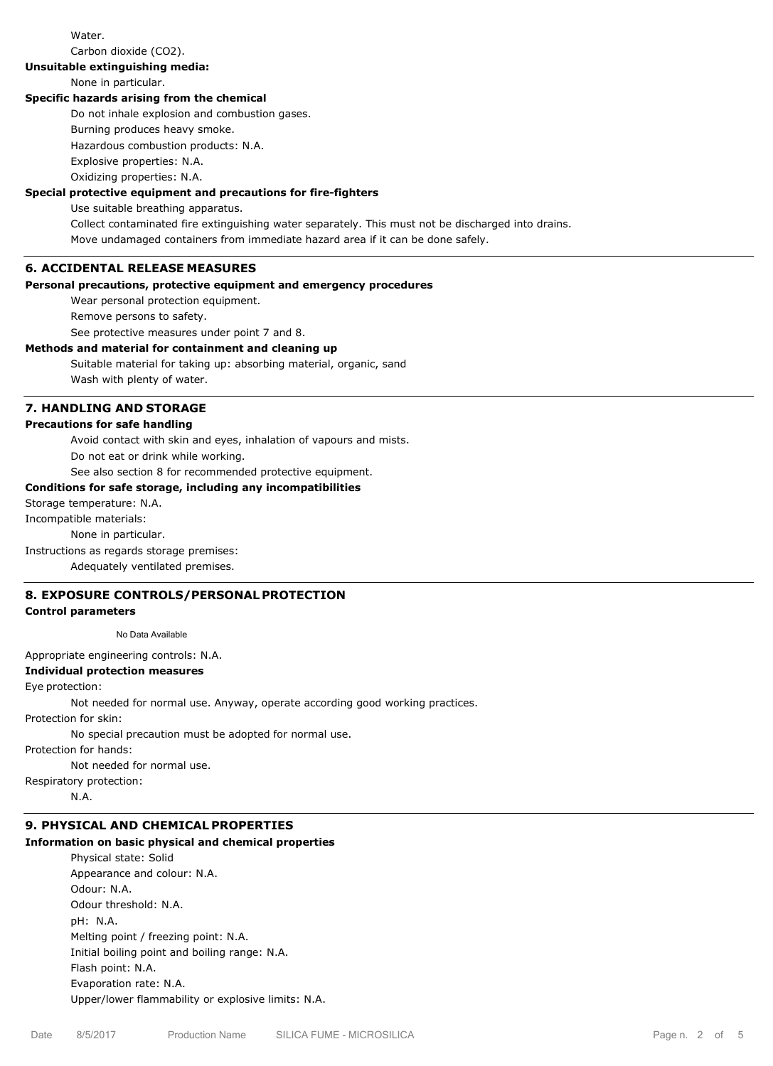Water.

Carbon dioxide ($CO_2$).

**Unsuitable extinguishing media:**

None in particular.

**Specific hazards arising from the chemical**

Do not inhale explosion and combustion gases.

Burning produces heavy smoke.

Hazardous combustion products: N.A.

Explosive properties: N.A.

Oxidizing properties: N.A.

**Special protective equipment and precautions for fire-fighters**

Use suitable breathing apparatus.

Collect contaminated fire extinguishing water separately. This must not be discharged into drains.

Move undamaged containers from immediate hazard area if it can be done safely.

## 6. ACCIDENTAL RELEASE MEASURES

**Personal precautions, protective equipment and emergency procedures**

Wear personal protection equipment.

Remove persons to safety.

See protective measures under point 7 and 8.

**Methods and material for containment and cleaning up**

Suitable material for taking up: absorbing material, organic, sand

Wash with plenty of water.

## 7. HANDLING AND STORAGE

**Precautions for safe handling**

Avoid contact with skin and eyes, inhalation of vapours and mists.

Do not eat or drink while working.

See also section 8 for recommended protective equipment.

**Conditions for safe storage, including any incompatibilities**

Storage temperature: N.A.

Incompatible materials:

None in particular.

Instructions as regards storage premises:

Adequately ventilated premises.

## 8. EXPOSURE CONTROLS/PERSONAL PROTECTION

**Control parameters**

No Data Available

Appropriate engineering controls: N.A.

**Individual protection measures**

Eye protection:

Not needed for normal use. Anyway, operate according good working practices.

Protection for skin:

No special precaution must be adopted for normal use.

Protection for hands:

Not needed for normal use.

Respiratory protection:

N.A.

## 9. PHYSICAL AND CHEMICAL PROPERTIES

**Information on basic physical and chemical properties**

Physical state: Solid

Appearance and colour: N.A.

Odour: N.A.

Odour threshold: N.A.

pH: N.A.

Melting point / freezing point: N.A.

Initial boiling point and boiling range: N.A.

Flash point: N.A.

Evaporation rate: N.A.

Upper/lower flammability or explosive limits: N.A.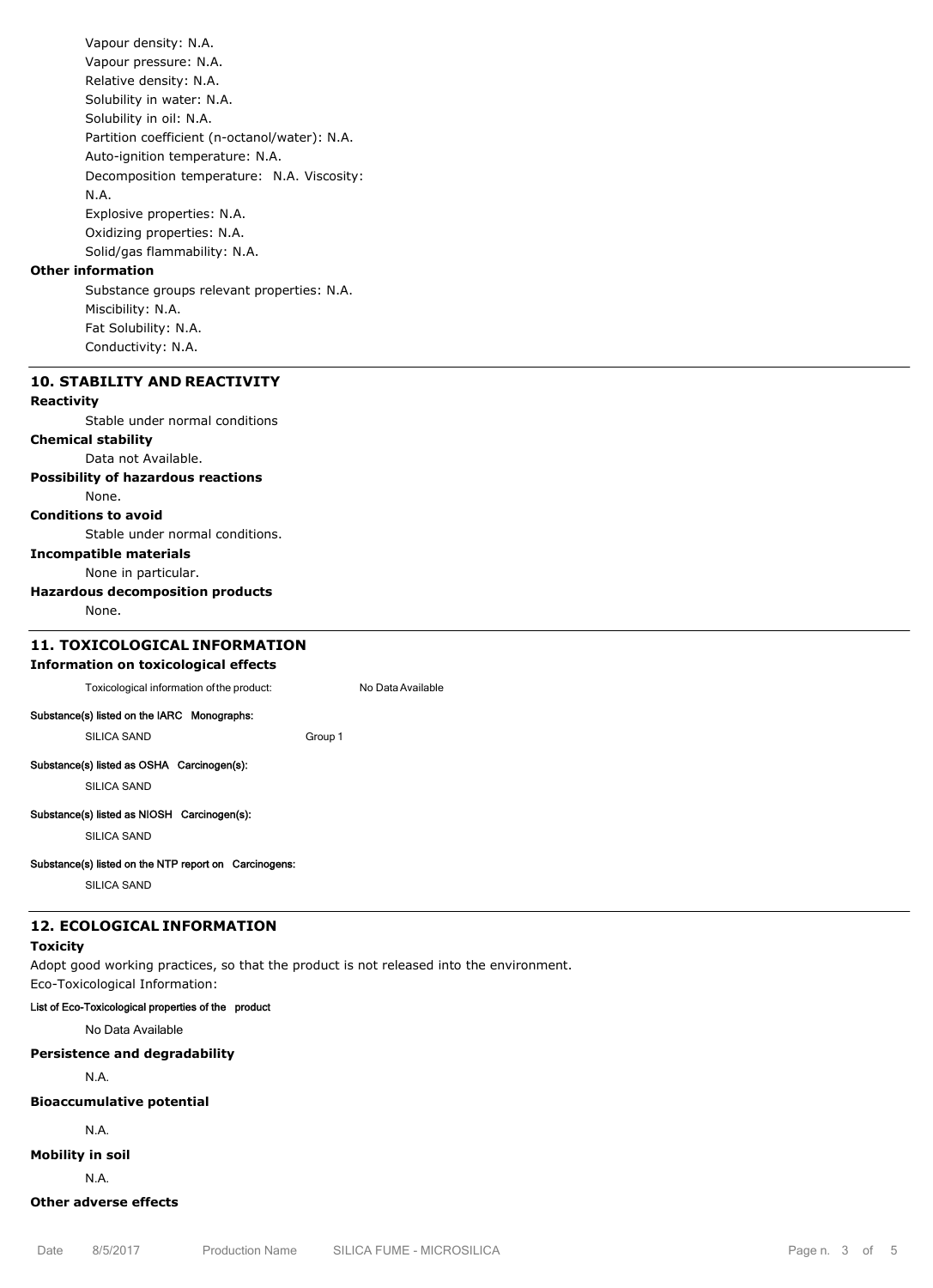Vapour density: N.A.
Vapour pressure: N.A.
Relative density: N.A.
Solubility in water: N.A.
Solubility in oil: N.A.
Partition coefficient (n-octanol/water): N.A.
Auto-ignition temperature: N.A.
Decomposition temperature: N.A. Viscosity: N.A.
Explosive properties: N.A.
Oxidizing properties: N.A.
Solid/gas flammability: N.A.

**Other information**

Substance groups relevant properties: N.A.
Miscibility: N.A.
Fat Solubility: N.A.
Conductivity: N.A.

## 10. STABILITY AND REACTIVITY

**Reactivity**

Stable under normal conditions

**Chemical stability**

Data not Available.

**Possibility of hazardous reactions**

None.

**Conditions to avoid**

Stable under normal conditions.

**Incompatible materials**

None in particular.

**Hazardous decomposition products**

None.

## 11. TOXICOLOGICAL INFORMATION

**Information on toxicological effects**

Toxicological information of the product: No Data Available

**Substance(s) listed on the IARC Monographs:**

SILICA SAND Group 1

**Substance(s) listed as OSHA Carcinogen(s):**

SILICA SAND

**Substance(s) listed as NIOSH Carcinogen(s):**

SILICA SAND

**Substance(s) listed on the NTP report on Carcinogens:**

SILICA SAND

## 12. ECOLOGICAL INFORMATION

**Toxicity**

Adopt good working practices, so that the product is not released into the environment.
Eco-Toxicological Information:

**List of Eco-Toxicological properties of the product**

No Data Available

**Persistence and degradability**

N.A.

**Bioaccumulative potential**

N.A.

**Mobility in soil**

N.A.

**Other adverse effects**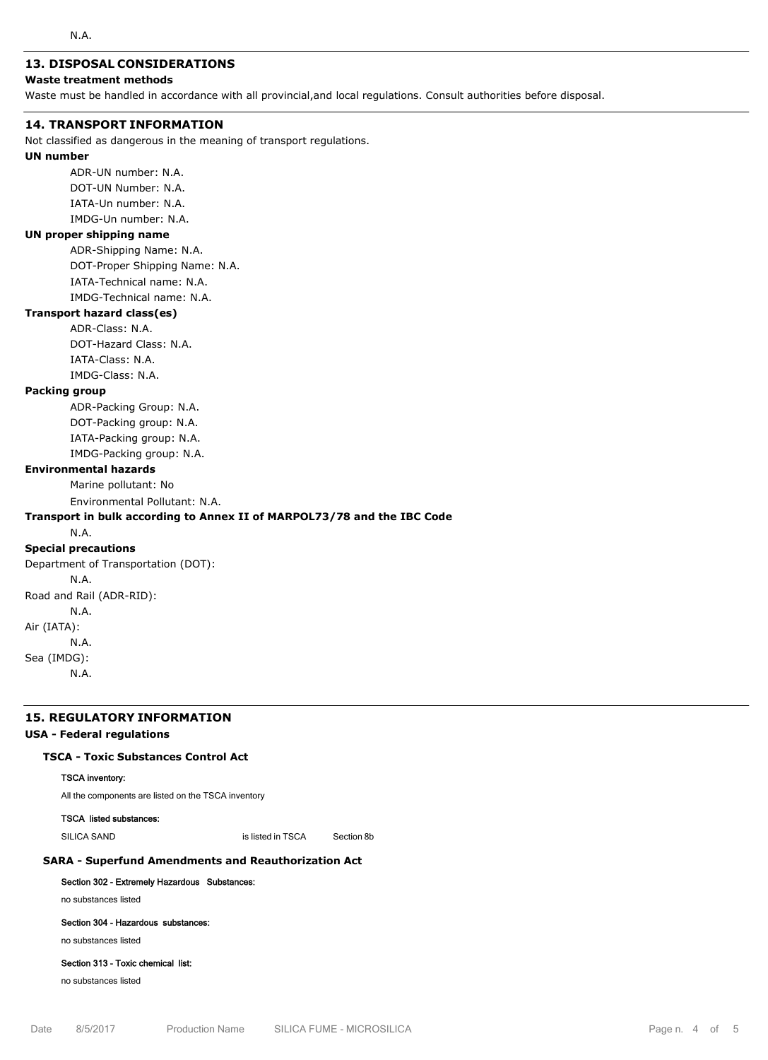N.A.

## 13. DISPOSAL CONSIDERATIONS

**Waste treatment methods**

Waste must be handled in accordance with all provincial,and local regulations. Consult authorities before disposal.

## 14. TRANSPORT INFORMATION

Not classified as dangerous in the meaning of transport regulations.

**UN number**

ADR-UN number: N.A.
DOT-UN Number: N.A.
IATA-Un number: N.A.
IMDG-Un number: N.A.

**UN proper shipping name**

ADR-Shipping Name: N.A.
DOT-Proper Shipping Name: N.A.
IATA-Technical name: N.A.
IMDG-Technical name: N.A.

**Transport hazard class(es)**

ADR-Class: N.A.
DOT-Hazard Class: N.A.
IATA-Class: N.A.
IMDG-Class: N.A.

**Packing group**

ADR-Packing Group: N.A.
DOT-Packing group: N.A.
IATA-Packing group: N.A.
IMDG-Packing group: N.A.

**Environmental hazards**

Marine pollutant: No
Environmental Pollutant: N.A.

**Transport in bulk according to Annex II of MARPOL73/78 and the IBC Code**

N.A.

**Special precautions**

Department of Transportation (DOT):
N.A.
Road and Rail (ADR-RID):
N.A.
Air (IATA):
N.A.
Sea (IMDG):
N.A.

## 15. REGULATORY INFORMATION

**USA - Federal regulations**

### TSCA - Toxic Substances Control Act

**TSCA inventory:**

All the components are listed on the TSCA inventory

**TSCA listed substances:**

| SILICA SAND | is listed in TSCA | Section 8b |
|---|---|---|

### SARA - Superfund Amendments and Reauthorization Act

**Section 302 - Extremely Hazardous Substances:**

no substances listed

**Section 304 - Hazardous substances:**

no substances listed

**Section 313 - Toxic chemical list:**

no substances listed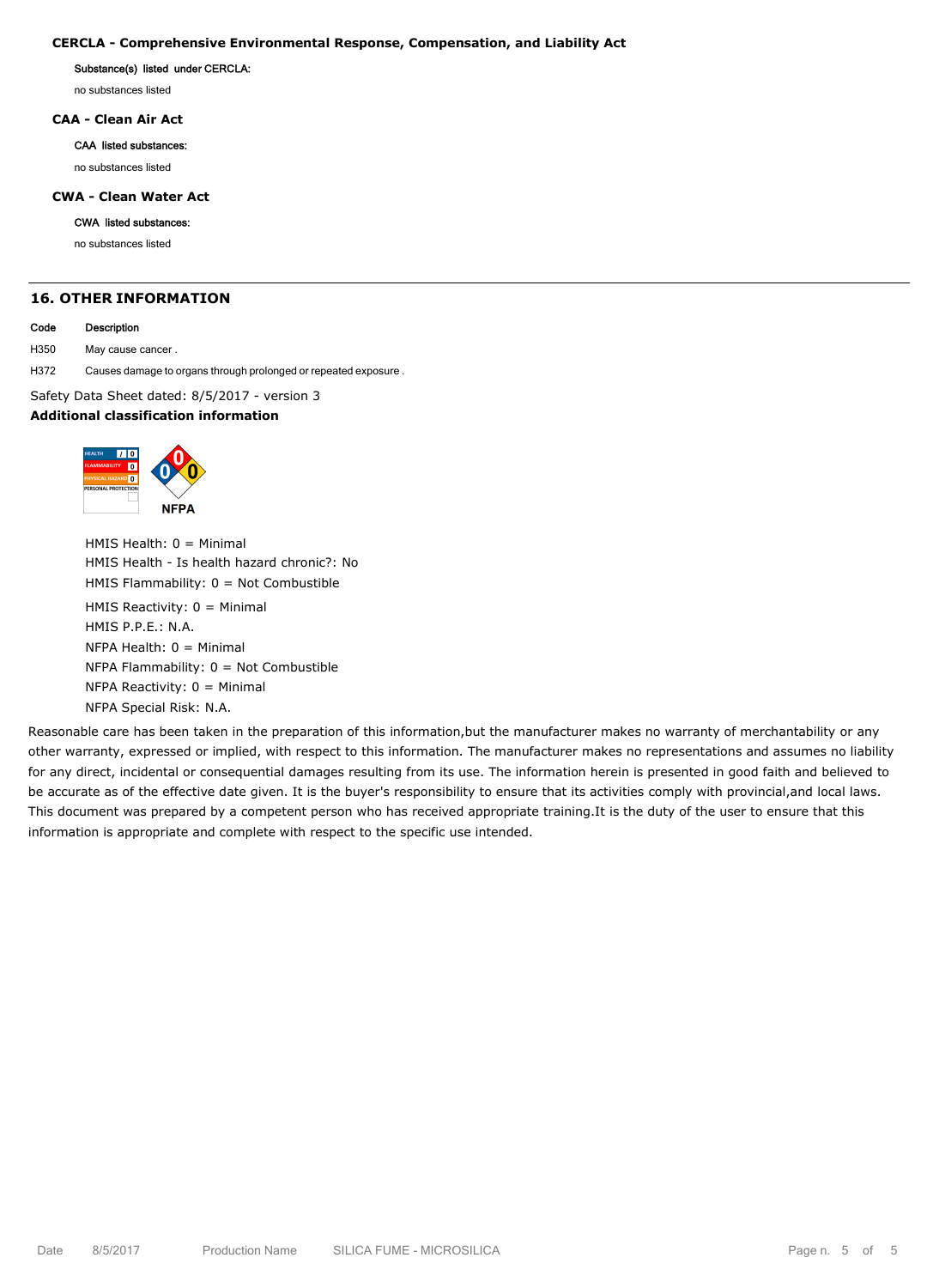**CERCLA - Comprehensive Environmental Response, Compensation, and Liability Act**

**Substance(s) listed under CERCLA:**

no substances listed

**CAA - Clean Air Act**

**CAA listed substances:**

no substances listed

**CWA - Clean Water Act**

**CWA listed substances:**

no substances listed

## 16. OTHER INFORMATION

| Code | Description |
|---|---|
| H350 | May cause cancer . |
| H372 | Causes damage to organs through prolonged or repeated exposure . |

Safety Data Sheet dated: 8/5/2017 - version 3

**Additional classification information**

HEALTH / 0
FLAMMABILITY 0
PHYSICAL HAZARD 0
PERSONAL PROTECTION

0 0 0
NFPA

HMIS Health: 0 = Minimal
HMIS Health - Is health hazard chronic?: No
HMIS Flammability: 0 = Not Combustible
HMIS Reactivity: 0 = Minimal
HMIS P.P.E.: N.A.
NFPA Health: 0 = Minimal
NFPA Flammability: 0 = Not Combustible
NFPA Reactivity: 0 = Minimal
NFPA Special Risk: N.A.

Reasonable care has been taken in the preparation of this information,but the manufacturer makes no warranty of merchantability or any other warranty, expressed or implied, with respect to this information. The manufacturer makes no representations and assumes no liability for any direct, incidental or consequential damages resulting from its use. The information herein is presented in good faith and believed to be accurate as of the effective date given. It is the buyer's responsibility to ensure that its activities comply with provincial,and local laws. This document was prepared by a competent person who has received appropriate training.It is the duty of the user to ensure that this information is appropriate and complete with respect to the specific use intended.